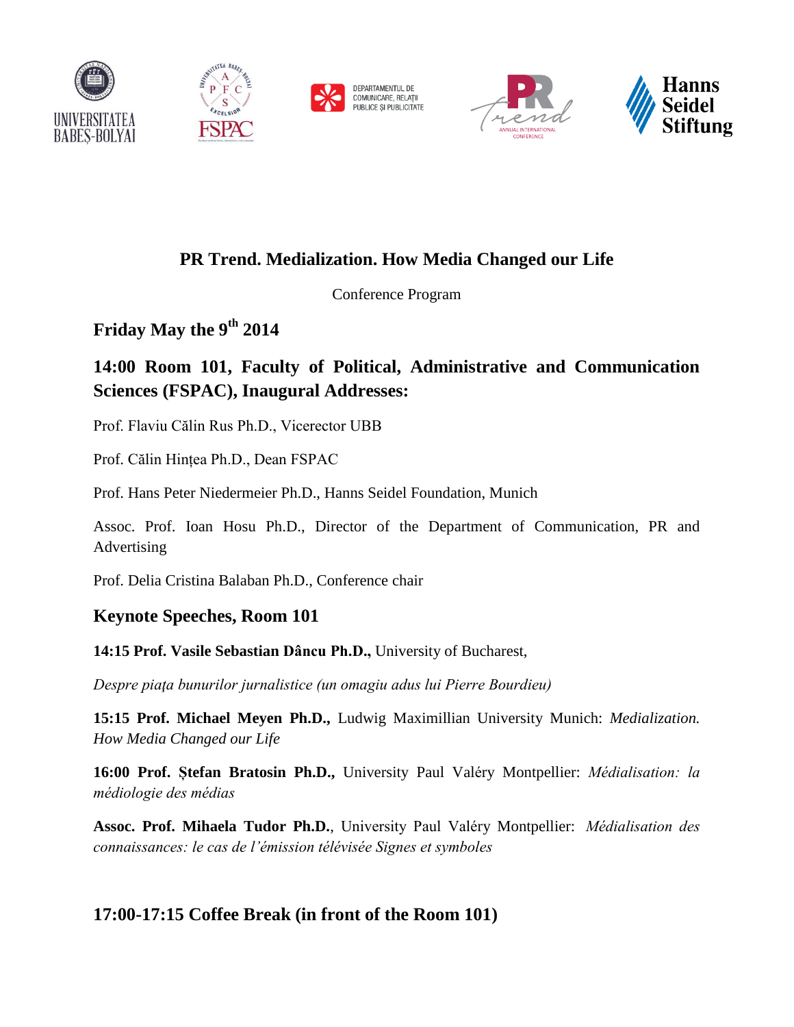# PR Trend. Medialization. How Media Changed our Life

Conference Program

## Friday May the 9th 2014

## 14:00 Room 101, Faculty of Political, Administrative and Communication Sciences (FSPAC), Inaugural Addresses:

Prof. Flaviu Călin Rus Ph.D., Vicerector UBB

Prof. Călin Hințea Ph.D., Dean FSPAC

Prof. Hans Peter Niedermeier Ph.D., Hanns Seidel Foundation, Munich

Assoc. Prof. Ioan Hosu Ph.D., Director of the Department of Communication, PR and Advertising

Prof. Delia Cristina Balaban Ph.D., Conference chair

## Keynote Speeches, Room 101

**14:15 Prof. Vasile Sebastian Dâncu Ph.D.,** University of Bucharest,

*Despre piața bunurilor jurnalistice (un omagiu adus lui Pierre Bourdieu)*

**15:15 Prof. Michael Meyen Ph.D.,** Ludwig Maximillian University Munich: *Medialization. How Media Changed our Life*

**16:00 Prof. Ștefan Bratosin Ph.D.,** University Paul Valéry Montpellier: *Médialisation: la médiologie des médias*

**Assoc. Prof. Mihaela Tudor Ph.D.**, University Paul Valéry Montpellier: *Médialisation des connaissances: le cas de l'émission télévisée Signes et symboles*

## 17:00-17:15 Coffee Break (in front of the Room 101)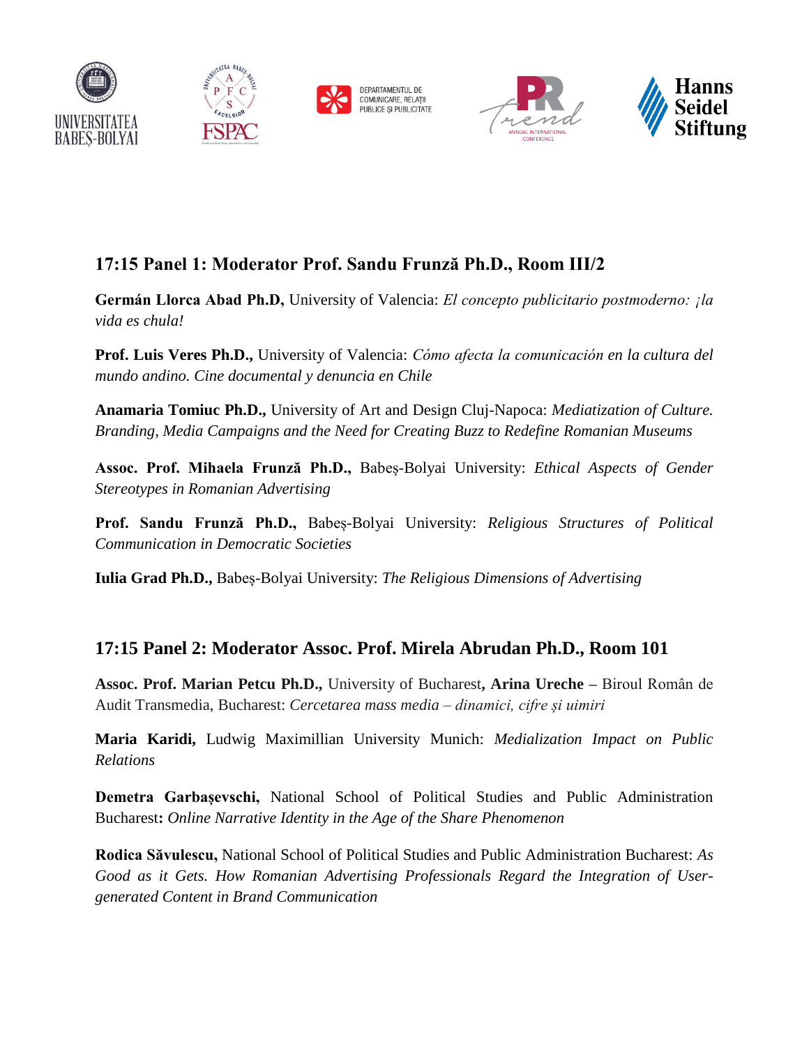## 17:15 Panel 1: Moderator Prof. Sandu Frunză Ph.D., Room III/2

**Germán Llorca Abad Ph.D,** University of Valencia: *El concepto publicitario postmoderno: ¡la vida es chula!*

**Prof. Luis Veres Ph.D.,** University of Valencia: *Cómo afecta la comunicación en la cultura del mundo andino. Cine documental y denuncia en Chile*

**Anamaria Tomiuc Ph.D.,** University of Art and Design Cluj-Napoca: *Mediatization of Culture. Branding, Media Campaigns and the Need for Creating Buzz to Redefine Romanian Museums*

**Assoc. Prof. Mihaela Frunză Ph.D.,** Babeș-Bolyai University: *Ethical Aspects of Gender Stereotypes in Romanian Advertising*

**Prof. Sandu Frunză Ph.D.,** Babeș-Bolyai University: *Religious Structures of Political Communication in Democratic Societies*

**Iulia Grad Ph.D.,** Babeș-Bolyai University: *The Religious Dimensions of Advertising*

## 17:15 Panel 2: Moderator Assoc. Prof. Mirela Abrudan Ph.D., Room 101

**Assoc. Prof. Marian Petcu Ph.D.,** University of Bucharest**, Arina Ureche –** Biroul Român de Audit Transmedia, Bucharest: *Cercetarea mass media – dinamici, cifre și uimiri*

**Maria Karidi,** Ludwig Maximillian University Munich: *Medialization Impact on Public Relations*

**Demetra Garbașevschi,** National School of Political Studies and Public Administration Bucharest**:** *Online Narrative Identity in the Age of the Share Phenomenon*

**Rodica Săvulescu,** National School of Political Studies and Public Administration Bucharest: *As Good as it Gets. How Romanian Advertising Professionals Regard the Integration of User-generated Content in Brand Communication*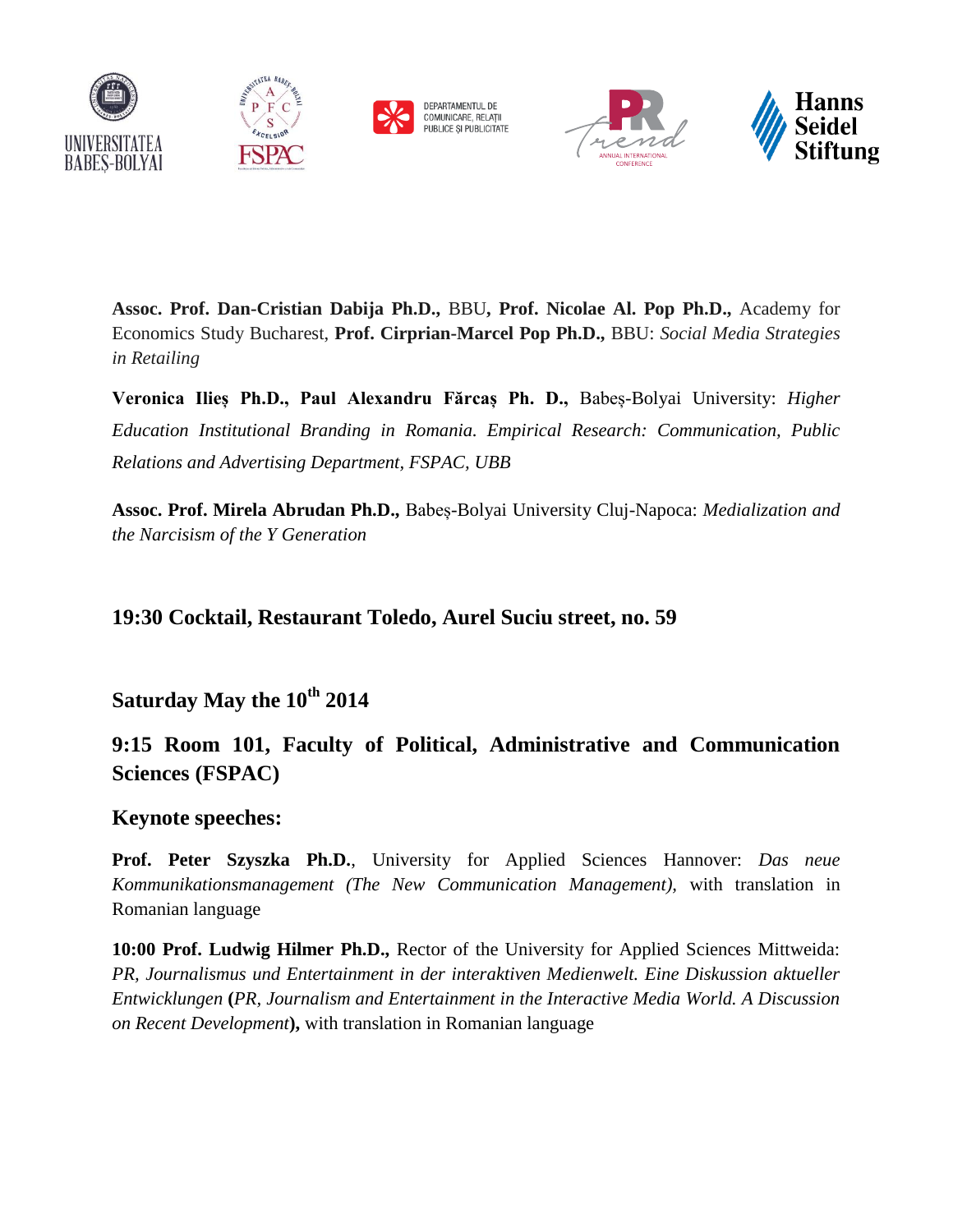**Assoc. Prof. Dan-Cristian Dabija Ph.D.,** BBU**, Prof. Nicolae Al. Pop Ph.D.,** Academy for Economics Study Bucharest, **Prof. Cirprian-Marcel Pop Ph.D.,** BBU: *Social Media Strategies in Retailing*

**Veronica Ilieș Ph.D., Paul Alexandru Fărcaș Ph. D.,** Babeș-Bolyai University: *Higher Education Institutional Branding in Romania. Empirical Research: Communication, Public Relations and Advertising Department, FSPAC, UBB*

**Assoc. Prof. Mirela Abrudan Ph.D.,** Babeș-Bolyai University Cluj-Napoca: *Medialization and the Narcisism of the Y Generation*

### 19:30 Cocktail, Restaurant Toledo, Aurel Suciu street, no. 59

## Saturday May the 10th 2014

### 9:15 Room 101, Faculty of Political, Administrative and Communication Sciences (FSPAC)

### Keynote speeches:

**Prof. Peter Szyszka Ph.D.**, University for Applied Sciences Hannover: *Das neue Kommunikationsmanagement (The New Communication Management),* with translation in Romanian language

**10:00 Prof. Ludwig Hilmer Ph.D.,** Rector of the University for Applied Sciences Mittweida: *PR, Journalismus und Entertainment in der interaktiven Medienwelt. Eine Diskussion aktueller Entwicklungen* **(***PR, Journalism and Entertainment in the Interactive Media World. A Discussion on Recent Development***),** with translation in Romanian language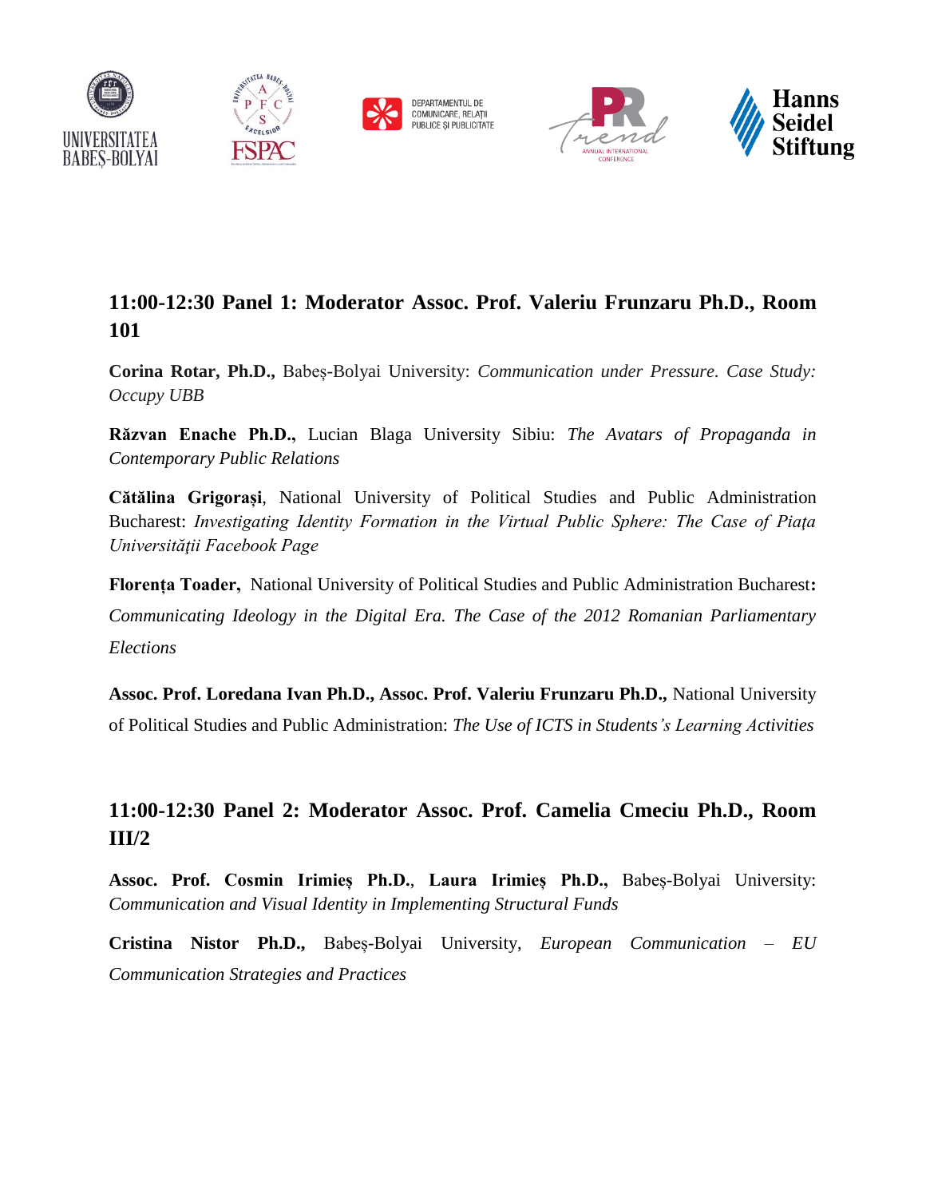## 11:00-12:30 Panel 1: Moderator Assoc. Prof. Valeriu Frunzaru Ph.D., Room 101

**Corina Rotar, Ph.D.,** Babeș-Bolyai University: *Communication under Pressure. Case Study: Occupy UBB*

**Răzvan Enache Ph.D.,** Lucian Blaga University Sibiu: *The Avatars of Propaganda in Contemporary Public Relations*

**Cătălina Grigorași**, National University of Political Studies and Public Administration Bucharest: *Investigating Identity Formation in the Virtual Public Sphere: The Case of Piața Universității Facebook Page*

**Florența Toader,** National University of Political Studies and Public Administration Bucharest**:** *Communicating Ideology in the Digital Era. The Case of the 2012 Romanian Parliamentary Elections*

**Assoc. Prof. Loredana Ivan Ph.D., Assoc. Prof. Valeriu Frunzaru Ph.D.,** National University of Political Studies and Public Administration: *The Use of ICTS in Students's Learning Activities*

## 11:00-12:30 Panel 2: Moderator Assoc. Prof. Camelia Cmeciu Ph.D., Room III/2

**Assoc. Prof. Cosmin Irimieș Ph.D.**, **Laura Irimieș Ph.D.,** Babeș-Bolyai University: *Communication and Visual Identity in Implementing Structural Funds*

**Cristina Nistor Ph.D.,** Babeș-Bolyai University, *European Communication – EU Communication Strategies and Practices*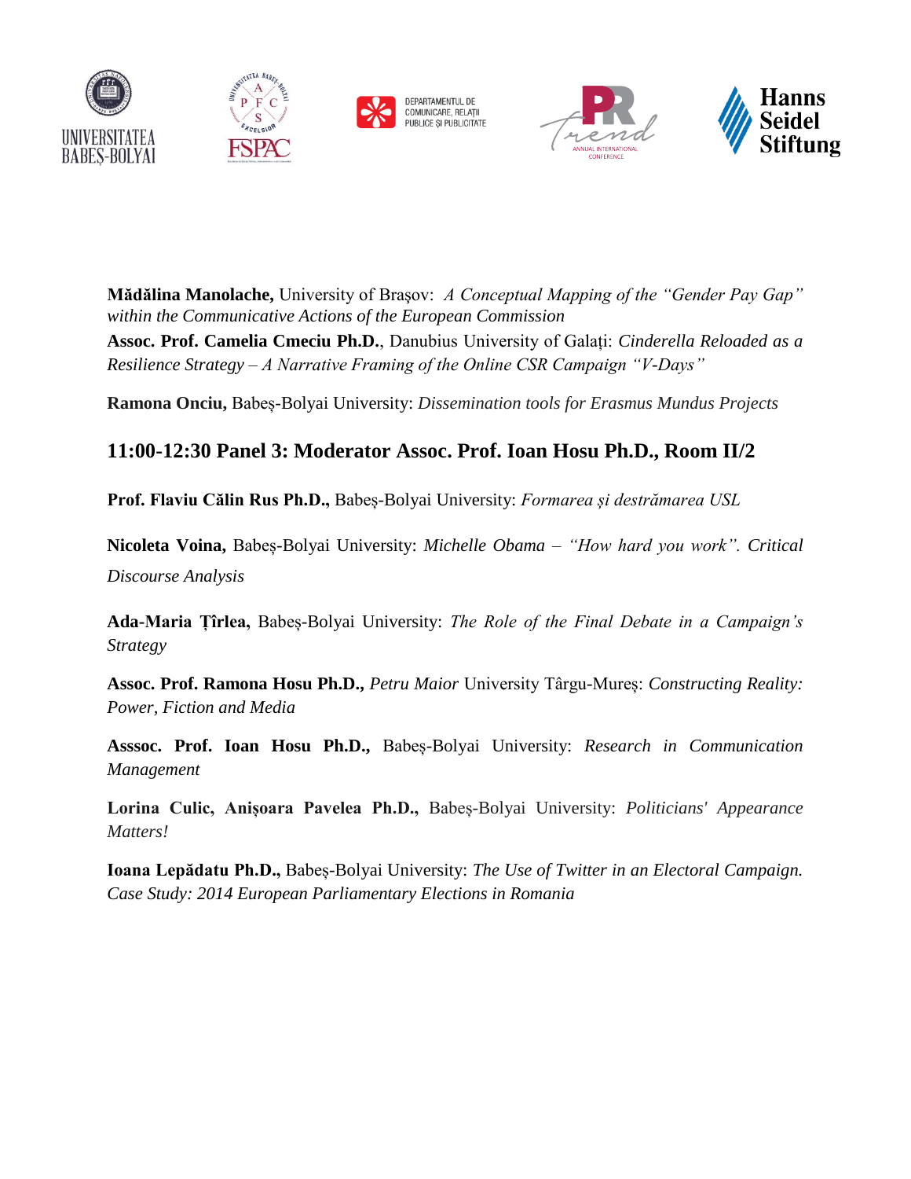**Mădălina Manolache,** University of Brașov: *A Conceptual Mapping of the "Gender Pay Gap" within the Communicative Actions of the European Commission*

**Assoc. Prof. Camelia Cmeciu Ph.D.**, Danubius University of Galați: *Cinderella Reloaded as a Resilience Strategy – A Narrative Framing of the Online CSR Campaign "V-Days"*

**Ramona Onciu,** Babeș-Bolyai University: *Dissemination tools for Erasmus Mundus Projects*

## 11:00-12:30 Panel 3: Moderator Assoc. Prof. Ioan Hosu Ph.D., Room II/2

**Prof. Flaviu Călin Rus Ph.D.,** Babeș-Bolyai University: *Formarea și destrămarea USL*

**Nicoleta Voina,** Babeș-Bolyai University: *Michelle Obama – "How hard you work". Critical Discourse Analysis*

**Ada-Maria Țîrlea,** Babeș-Bolyai University: *The Role of the Final Debate in a Campaign's Strategy*

**Assoc. Prof. Ramona Hosu Ph.D.,** *Petru Maior* University Târgu-Mureș: *Constructing Reality: Power, Fiction and Media*

**Asssoc. Prof. Ioan Hosu Ph.D.,** Babeș-Bolyai University: *Research in Communication Management*

**Lorina Culic, Anișoara Pavelea Ph.D.,** Babeș-Bolyai University: *Politicians' Appearance Matters!*

**Ioana Lepădatu Ph.D.,** Babeș-Bolyai University: *The Use of Twitter in an Electoral Campaign. Case Study: 2014 European Parliamentary Elections in Romania*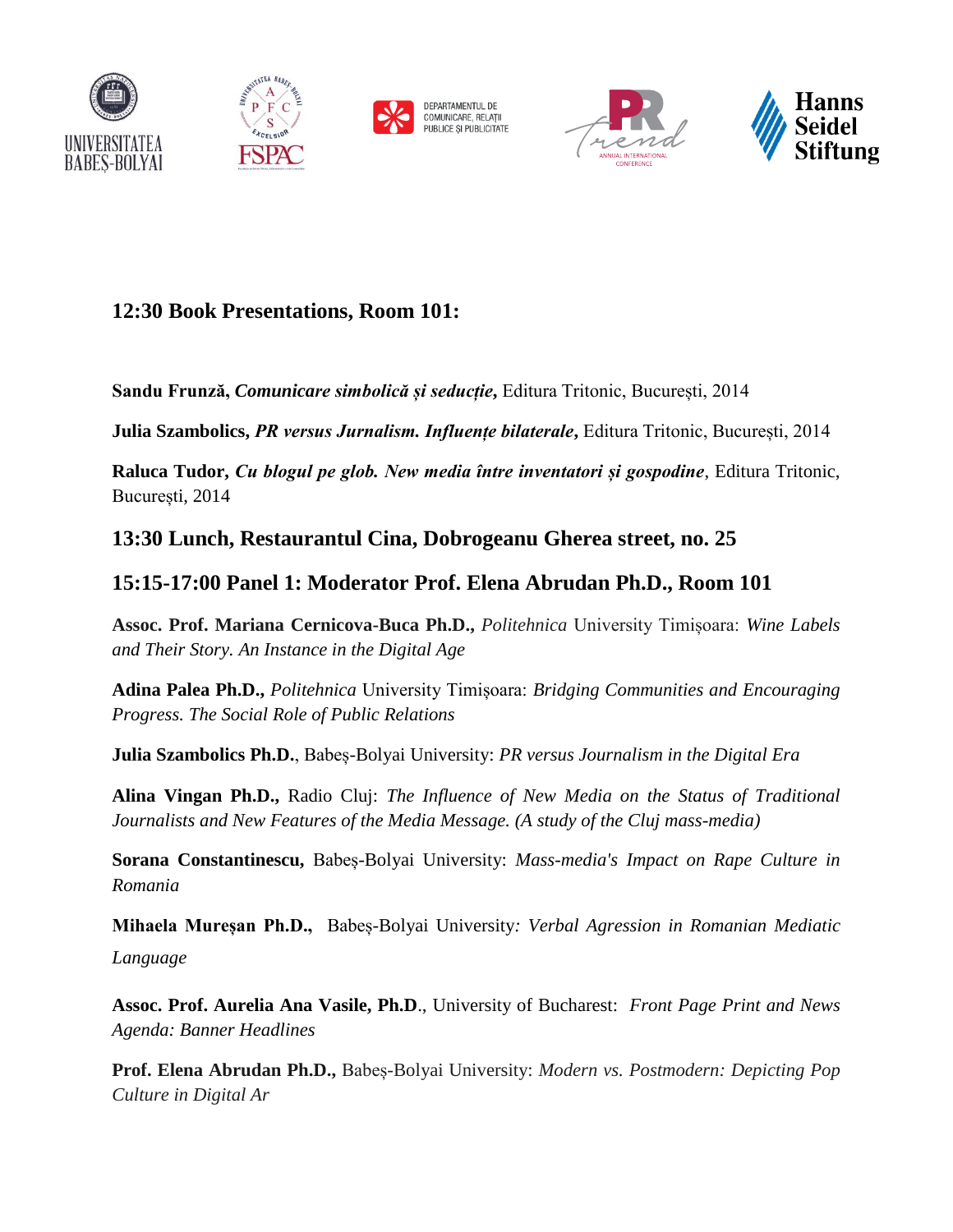## 12:30 Book Presentations, Room 101:

**Sandu Frunză, *Comunicare simbolică și seducție*,** Editura Tritonic, București, 2014

**Julia Szambolics, *PR versus Jurnalism. Influențe bilaterale*,** Editura Tritonic, București, 2014

**Raluca Tudor, *Cu blogul pe glob. New media între inventatori și gospodine***, Editura Tritonic, București, 2014

## 13:30 Lunch, Restaurantul Cina, Dobrogeanu Gherea street, no. 25

## 15:15-17:00 Panel 1: Moderator Prof. Elena Abrudan Ph.D., Room 101

**Assoc. Prof. Mariana Cernicova-Buca Ph.D.,** *Politehnica* University Timișoara: *Wine Labels and Their Story. An Instance in the Digital Age*

**Adina Palea Ph.D.,** *Politehnica* University Timișoara: *Bridging Communities and Encouraging Progress. The Social Role of Public Relations*

**Julia Szambolics Ph.D.**, Babeș-Bolyai University: *PR versus Journalism in the Digital Era*

**Alina Vingan Ph.D.,** Radio Cluj: *The Influence of New Media on the Status of Traditional Journalists and New Features of the Media Message. (A study of the Cluj mass-media)*

**Sorana Constantinescu,** Babeș-Bolyai University: *Mass-media's Impact on Rape Culture in Romania*

**Mihaela Mureșan Ph.D.,** Babeș-Bolyai University*: Verbal Agression in Romanian Mediatic Language*

**Assoc. Prof. Aurelia Ana Vasile, Ph.D**., University of Bucharest: *Front Page Print and News Agenda: Banner Headlines*

**Prof. Elena Abrudan Ph.D.,** Babeș-Bolyai University: *Modern vs. Postmodern: Depicting Pop Culture in Digital Ar*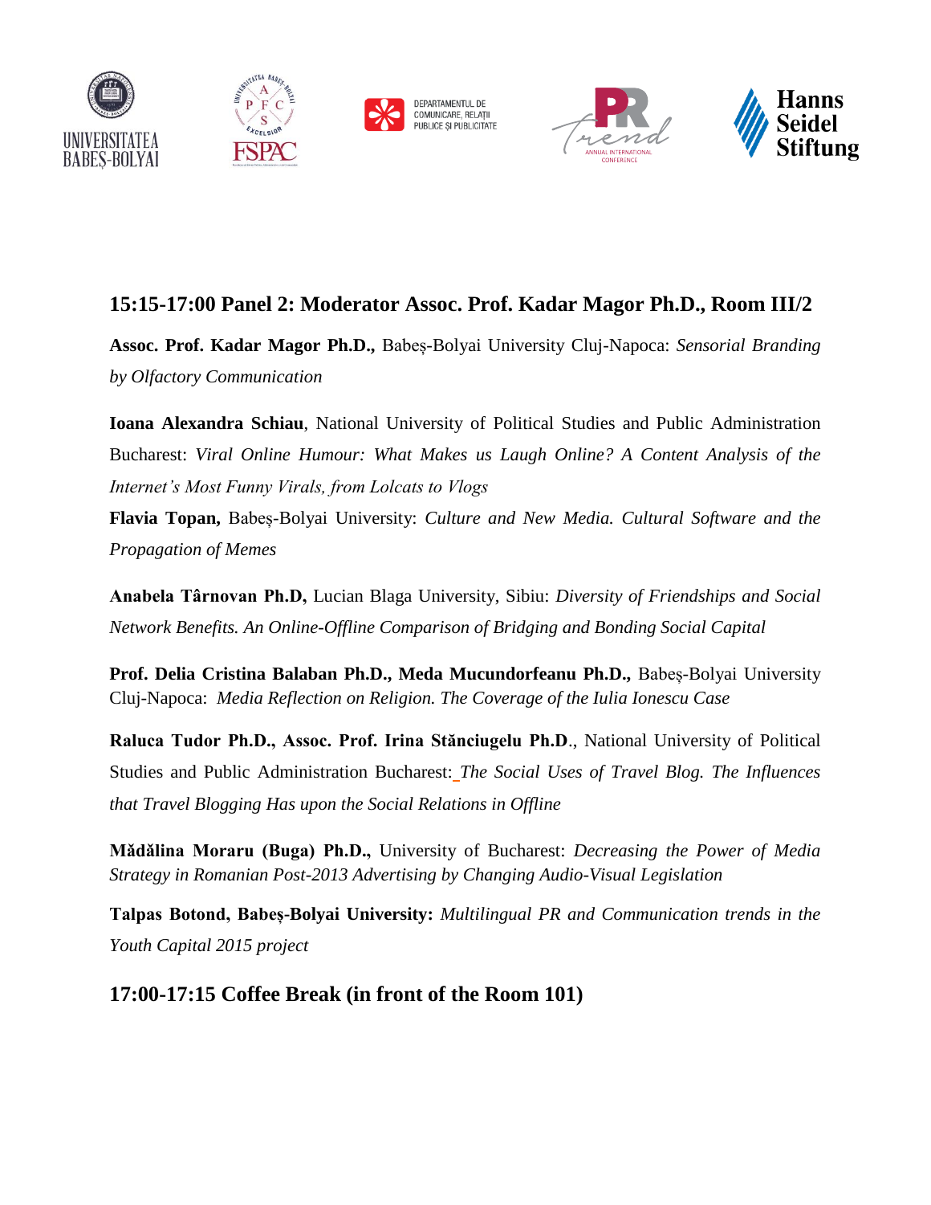### 15:15-17:00 Panel 2: Moderator Assoc. Prof. Kadar Magor Ph.D., Room III/2

**Assoc. Prof. Kadar Magor Ph.D.,** Babeș-Bolyai University Cluj-Napoca: *Sensorial Branding by Olfactory Communication*

**Ioana Alexandra Schiau**, National University of Political Studies and Public Administration Bucharest: *Viral Online Humour: What Makes us Laugh Online? A Content Analysis of the Internet's Most Funny Virals, from Lolcats to Vlogs*

**Flavia Topan,** Babeș-Bolyai University: *Culture and New Media. Cultural Software and the Propagation of Memes*

**Anabela Târnovan Ph.D,** Lucian Blaga University, Sibiu: *Diversity of Friendships and Social Network Benefits. An Online-Offline Comparison of Bridging and Bonding Social Capital*

**Prof. Delia Cristina Balaban Ph.D., Meda Mucundorfeanu Ph.D.,** Babeș-Bolyai University Cluj-Napoca: *Media Reflection on Religion. The Coverage of the Iulia Ionescu Case*

**Raluca Tudor Ph.D., Assoc. Prof. Irina Stănciugelu Ph.D**., National University of Political Studies and Public Administration Bucharest: *The Social Uses of Travel Blog. The Influences that Travel Blogging Has upon the Social Relations in Offline*

**Mădălina Moraru (Buga) Ph.D.,** University of Bucharest: *Decreasing the Power of Media Strategy in Romanian Post-2013 Advertising by Changing Audio-Visual Legislation*

**Talpas Botond, Babeș-Bolyai University:** *Multilingual PR and Communication trends in the Youth Capital 2015 project*

### 17:00-17:15 Coffee Break (in front of the Room 101)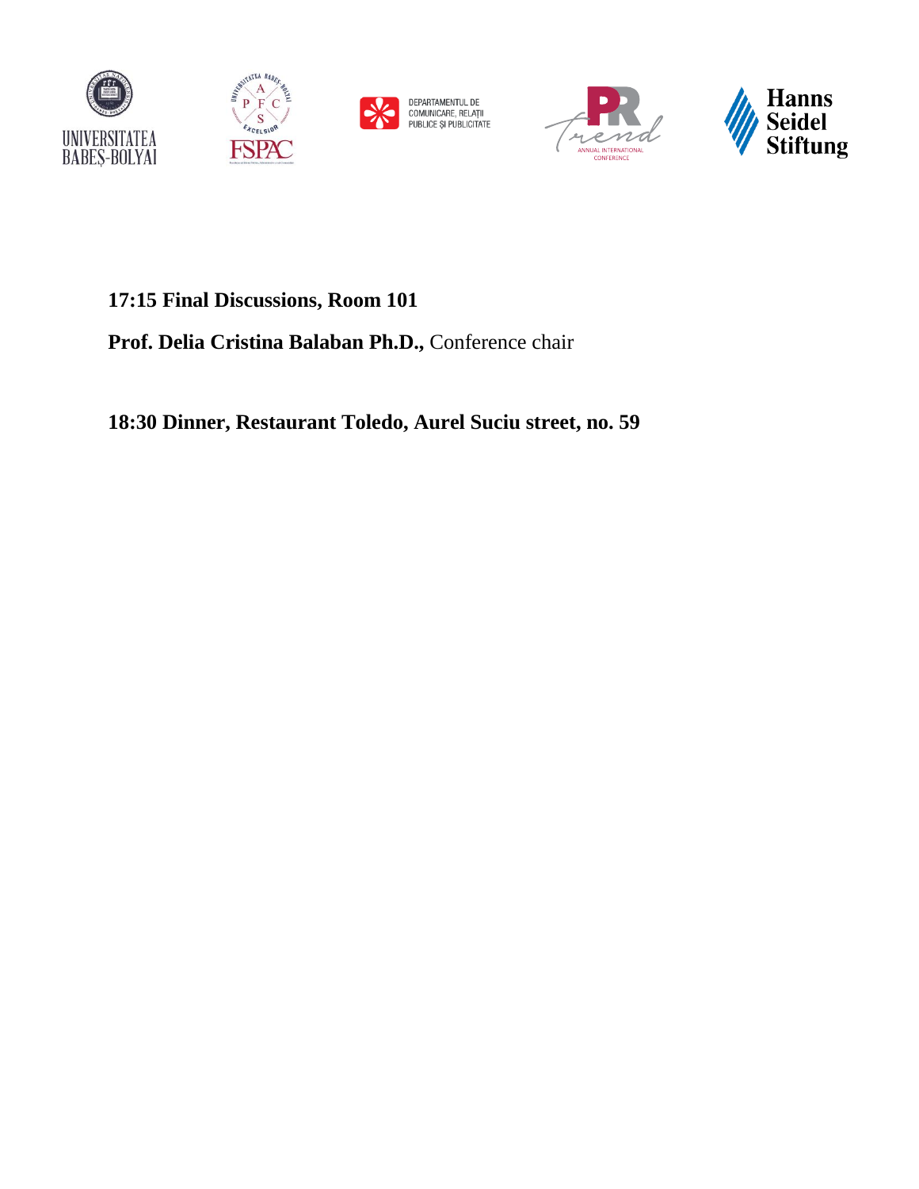**17:15 Final Discussions, Room 101**

**Prof. Delia Cristina Balaban Ph.D.,** Conference chair

**18:30 Dinner, Restaurant Toledo, Aurel Suciu street, no. 59**